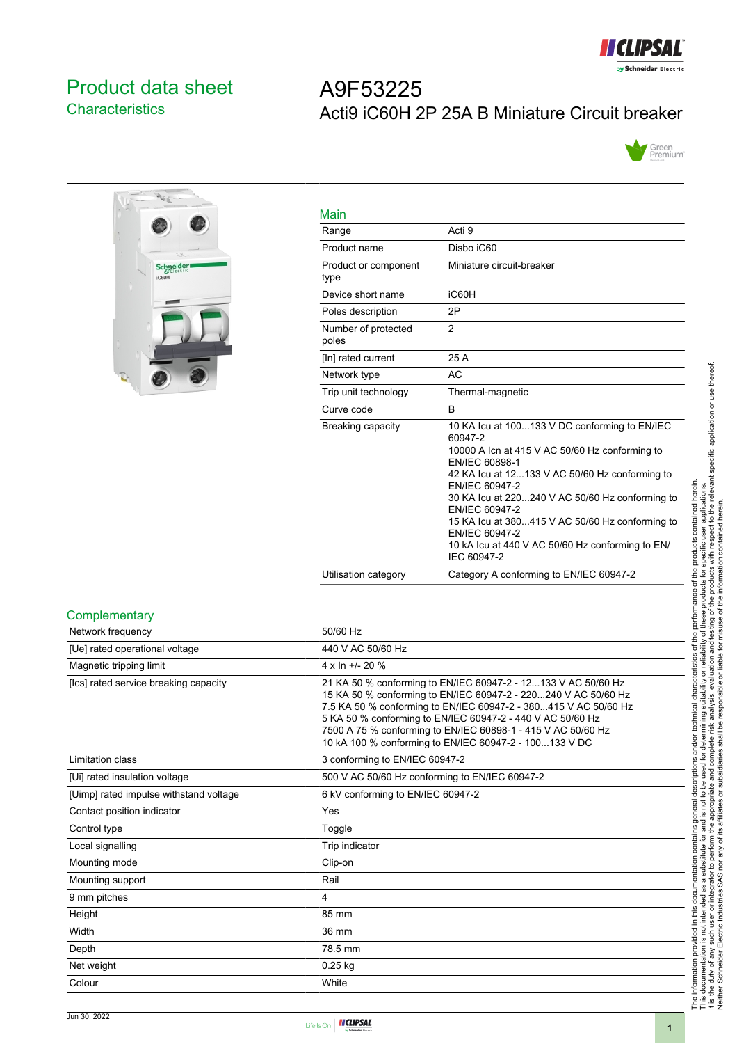# Product data sheet
## Characteristics

# A9F53225
## Acti9 iC60H 2P 25A B Miniature Circuit breaker

### Main

| | |
|---|---|
| Range | Acti 9 |
| Product name | Disbo iC60 |
| Product or component type | Miniature circuit-breaker |
| Device short name | iC60H |
| Poles description | 2P |
| Number of protected poles | 2 |
| [In] rated current | 25 A |
| Network type | AC |
| Trip unit technology | Thermal-magnetic |
| Curve code | B |
| Breaking capacity | 10 KA Icu at 100...133 V DC conforming to EN/IEC 60947-2<br>10000 A Icn at 415 V AC 50/60 Hz conforming to EN/IEC 60898-1<br>42 KA Icu at 12...133 V AC 50/60 Hz conforming to EN/IEC 60947-2<br>30 KA Icu at 220...240 V AC 50/60 Hz conforming to EN/IEC 60947-2<br>15 KA Icu at 380...415 V AC 50/60 Hz conforming to EN/IEC 60947-2<br>10 kA Icu at 440 V AC 50/60 Hz conforming to EN/IEC 60947-2 |
| Utilisation category | Category A conforming to EN/IEC 60947-2 |

### Complementary

| | |
|---|---|
| Network frequency | 50/60 Hz |
| [Ue] rated operational voltage | 440 V AC 50/60 Hz |
| Magnetic tripping limit | 4 x In +/- 20 % |
| [Ics] rated service breaking capacity | 21 KA 50 % conforming to EN/IEC 60947-2 - 12...133 V AC 50/60 Hz<br>15 KA 50 % conforming to EN/IEC 60947-2 - 220...240 V AC 50/60 Hz<br>7.5 KA 50 % conforming to EN/IEC 60947-2 - 380...415 V AC 50/60 Hz<br>5 KA 50 % conforming to EN/IEC 60947-2 - 440 V AC 50/60 Hz<br>7500 A 75 % conforming to EN/IEC 60898-1 - 415 V AC 50/60 Hz<br>10 kA 100 % conforming to EN/IEC 60947-2 - 100...133 V DC |
| Limitation class | 3 conforming to EN/IEC 60947-2 |
| [Ui] rated insulation voltage | 500 V AC 50/60 Hz conforming to EN/IEC 60947-2 |
| [Uimp] rated impulse withstand voltage | 6 kV conforming to EN/IEC 60947-2 |
| Contact position indicator | Yes |
| Control type | Toggle |
| Local signalling | Trip indicator |
| Mounting mode | Clip-on |
| Mounting support | Rail |
| 9 mm pitches | 4 |
| Height | 85 mm |
| Width | 36 mm |
| Depth | 78.5 mm |
| Net weight | 0.25 kg |
| Colour | White |

The information provided in this documentation contains general descriptions and/or technical characteristics of the performance of the products contained herein. This documentation is not intended as a substitute for and is not to be used for determining suitability or reliability of these products for specific user applications. It is the duty of any such user or integrator to perform the appropriate and complete risk analysis, evaluation and testing of the products with respect to the relevant specific application or use thereof. Neither Schneider Electric Industries SAS nor any of its affiliates or subsidiaries shall be responsible or liable for misuse of the information contained herein.

Jun 30, 2022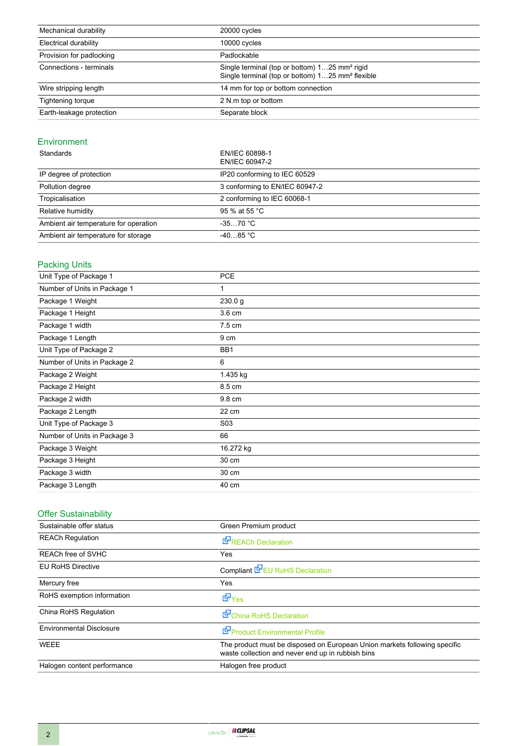| | |
|---|---|
| Mechanical durability | 20000 cycles |
| Electrical durability | 10000 cycles |
| Provision for padlocking | Padlockable |
| Connections - terminals | Single terminal (top or bottom) 1…25 mm² rigid<br>Single terminal (top or bottom) 1…25 mm² flexible |
| Wire stripping length | 14 mm for top or bottom connection |
| Tightening torque | 2 N.m top or bottom |
| Earth-leakage protection | Separate block |

## Environment

| | |
|---|---|
| Standards | EN/IEC 60898-1<br>EN/IEC 60947-2 |
| IP degree of protection | IP20 conforming to IEC 60529 |
| Pollution degree | 3 conforming to EN/IEC 60947-2 |
| Tropicalisation | 2 conforming to IEC 60068-1 |
| Relative humidity | 95 % at 55 °C |
| Ambient air temperature for operation | -35…70 °C |
| Ambient air temperature for storage | -40…85 °C |

## Packing Units

| | |
|---|---|
| Unit Type of Package 1 | PCE |
| Number of Units in Package 1 | 1 |
| Package 1 Weight | 230.0 g |
| Package 1 Height | 3.6 cm |
| Package 1 width | 7.5 cm |
| Package 1 Length | 9 cm |
| Unit Type of Package 2 | BB1 |
| Number of Units in Package 2 | 6 |
| Package 2 Weight | 1.435 kg |
| Package 2 Height | 8.5 cm |
| Package 2 width | 9.8 cm |
| Package 2 Length | 22 cm |
| Unit Type of Package 3 | S03 |
| Number of Units in Package 3 | 66 |
| Package 3 Weight | 16.272 kg |
| Package 3 Height | 30 cm |
| Package 3 width | 30 cm |
| Package 3 Length | 40 cm |

## Offer Sustainability

| | |
|---|---|
| Sustainable offer status | Green Premium product |
| REACh Regulation | REACh Declaration |
| REACh free of SVHC | Yes |
| EU RoHS Directive | Compliant EU RoHS Declaration |
| Mercury free | Yes |
| RoHS exemption information | Yes |
| China RoHS Regulation | China RoHS Declaration |
| Environmental Disclosure | Product Environmental Profile |
| WEEE | The product must be disposed on European Union markets following specific waste collection and never end up in rubbish bins |
| Halogen content performance | Halogen free product |